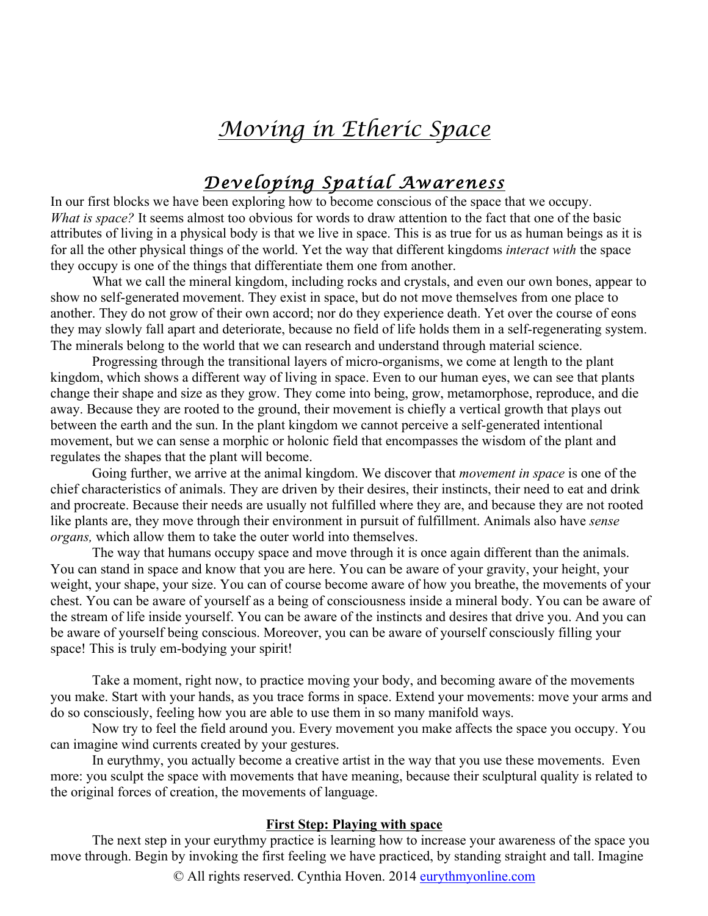# Moving in Etheric Space

## Developing Spatial Awareness

In our first blocks we have been exploring how to become conscious of the space that we occupy. *What is space?* It seems almost too obvious for words to draw attention to the fact that one of the basic attributes of living in a physical body is that we live in space. This is as true for us as human beings as it is for all the other physical things of the world. Yet the way that different kingdoms *interact with* the space they occupy is one of the things that differentiate them one from another.

What we call the mineral kingdom, including rocks and crystals, and even our own bones, appear to show no self-generated movement. They exist in space, but do not move themselves from one place to another. They do not grow of their own accord; nor do they experience death. Yet over the course of eons they may slowly fall apart and deteriorate, because no field of life holds them in a self-regenerating system. The minerals belong to the world that we can research and understand through material science.

Progressing through the transitional layers of micro-organisms, we come at length to the plant kingdom, which shows a different way of living in space. Even to our human eyes, we can see that plants change their shape and size as they grow. They come into being, grow, metamorphose, reproduce, and die away. Because they are rooted to the ground, their movement is chiefly a vertical growth that plays out between the earth and the sun. In the plant kingdom we cannot perceive a self-generated intentional movement, but we can sense a morphic or holonic field that encompasses the wisdom of the plant and regulates the shapes that the plant will become.

Going further, we arrive at the animal kingdom. We discover that *movement in space* is one of the chief characteristics of animals. They are driven by their desires, their instincts, their need to eat and drink and procreate. Because their needs are usually not fulfilled where they are, and because they are not rooted like plants are, they move through their environment in pursuit of fulfillment. Animals also have *sense organs,* which allow them to take the outer world into themselves.

The way that humans occupy space and move through it is once again different than the animals. You can stand in space and know that you are here. You can be aware of your gravity, your height, your weight, your shape, your size. You can of course become aware of how you breathe, the movements of your chest. You can be aware of yourself as a being of consciousness inside a mineral body. You can be aware of the stream of life inside yourself. You can be aware of the instincts and desires that drive you. And you can be aware of yourself being conscious. Moreover, you can be aware of yourself consciously filling your space! This is truly em-bodying your spirit!

Take a moment, right now, to practice moving your body, and becoming aware of the movements you make. Start with your hands, as you trace forms in space. Extend your movements: move your arms and do so consciously, feeling how you are able to use them in so many manifold ways.

Now try to feel the field around you. Every movement you make affects the space you occupy. You can imagine wind currents created by your gestures.

In eurythmy, you actually become a creative artist in the way that you use these movements. Even more: you sculpt the space with movements that have meaning, because their sculptural quality is related to the original forces of creation, the movements of language.

### First Step: Playing with space

The next step in your eurythmy practice is learning how to increase your awareness of the space you move through. Begin by invoking the first feeling we have practiced, by standing straight and tall. Imagine

© All rights reserved. Cynthia Hoven. 2014 eurythmyonline.com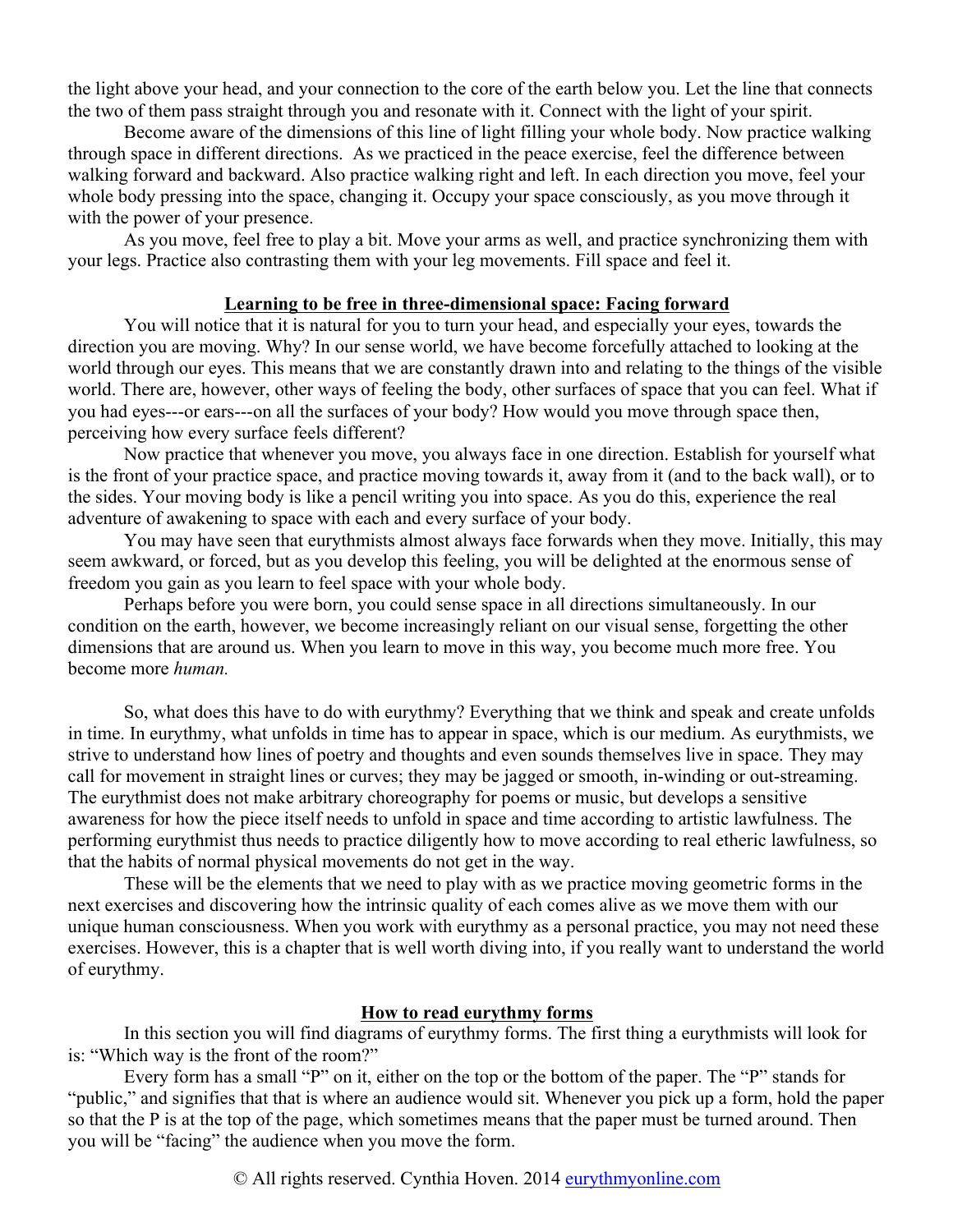the light above your head, and your connection to the core of the earth below you. Let the line that connects the two of them pass straight through you and resonate with it. Connect with the light of your spirit.

Become aware of the dimensions of this line of light filling your whole body. Now practice walking through space in different directions. As we practiced in the peace exercise, feel the difference between walking forward and backward. Also practice walking right and left. In each direction you move, feel your whole body pressing into the space, changing it. Occupy your space consciously, as you move through it with the power of your presence.

As you move, feel free to play a bit. Move your arms as well, and practice synchronizing them with your legs. Practice also contrasting them with your leg movements. Fill space and feel it.

## Learning to be free in three-dimensional space: Facing forward

You will notice that it is natural for you to turn your head, and especially your eyes, towards the direction you are moving. Why? In our sense world, we have become forcefully attached to looking at the world through our eyes. This means that we are constantly drawn into and relating to the things of the visible world. There are, however, other ways of feeling the body, other surfaces of space that you can feel. What if you had eyes---or ears---on all the surfaces of your body? How would you move through space then, perceiving how every surface feels different?

Now practice that whenever you move, you always face in one direction. Establish for yourself what is the front of your practice space, and practice moving towards it, away from it (and to the back wall), or to the sides. Your moving body is like a pencil writing you into space. As you do this, experience the real adventure of awakening to space with each and every surface of your body.

You may have seen that eurythmists almost always face forwards when they move. Initially, this may seem awkward, or forced, but as you develop this feeling, you will be delighted at the enormous sense of freedom you gain as you learn to feel space with your whole body.

Perhaps before you were born, you could sense space in all directions simultaneously. In our condition on the earth, however, we become increasingly reliant on our visual sense, forgetting the other dimensions that are around us. When you learn to move in this way, you become much more free. You become more *human.*

So, what does this have to do with eurythmy? Everything that we think and speak and create unfolds in time. In eurythmy, what unfolds in time has to appear in space, which is our medium. As eurythmists, we strive to understand how lines of poetry and thoughts and even sounds themselves live in space. They may call for movement in straight lines or curves; they may be jagged or smooth, in-winding or out-streaming. The eurythmist does not make arbitrary choreography for poems or music, but develops a sensitive awareness for how the piece itself needs to unfold in space and time according to artistic lawfulness. The performing eurythmist thus needs to practice diligently how to move according to real etheric lawfulness, so that the habits of normal physical movements do not get in the way.

These will be the elements that we need to play with as we practice moving geometric forms in the next exercises and discovering how the intrinsic quality of each comes alive as we move them with our unique human consciousness. When you work with eurythmy as a personal practice, you may not need these exercises. However, this is a chapter that is well worth diving into, if you really want to understand the world of eurythmy.

## How to read eurythmy forms

In this section you will find diagrams of eurythmy forms. The first thing a eurythmists will look for is: "Which way is the front of the room?"

Every form has a small "P" on it, either on the top or the bottom of the paper. The "P" stands for "public," and signifies that that is where an audience would sit. Whenever you pick up a form, hold the paper so that the P is at the top of the page, which sometimes means that the paper must be turned around. Then you will be "facing" the audience when you move the form.

© All rights reserved. Cynthia Hoven. 2014 eurythmyonline.com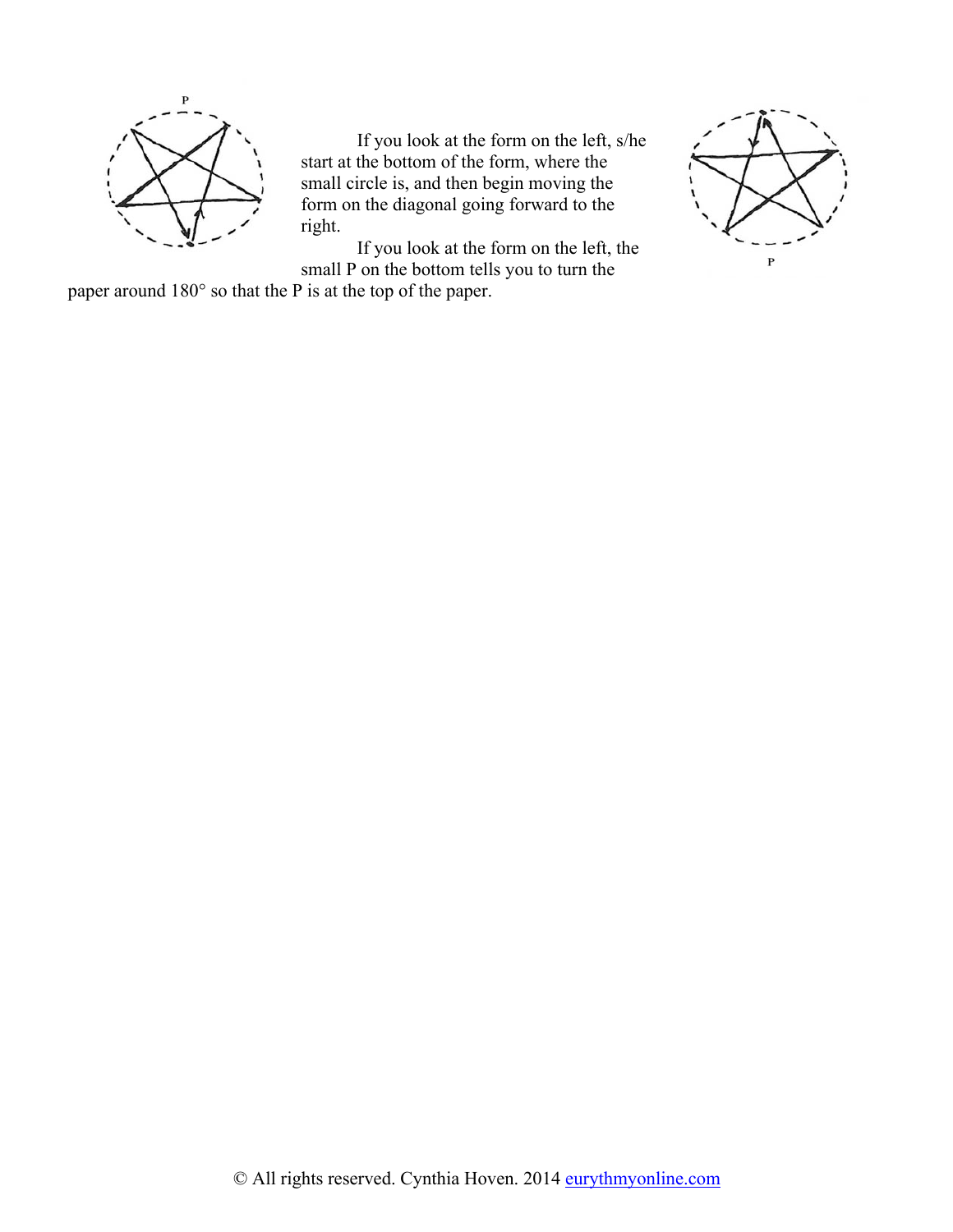If you look at the form on the left, s/he start at the bottom of the form, where the small circle is, and then begin moving the form on the diagonal going forward to the right.

If you look at the form on the left, the small P on the bottom tells you to turn the paper around 180° so that the P is at the top of the paper.